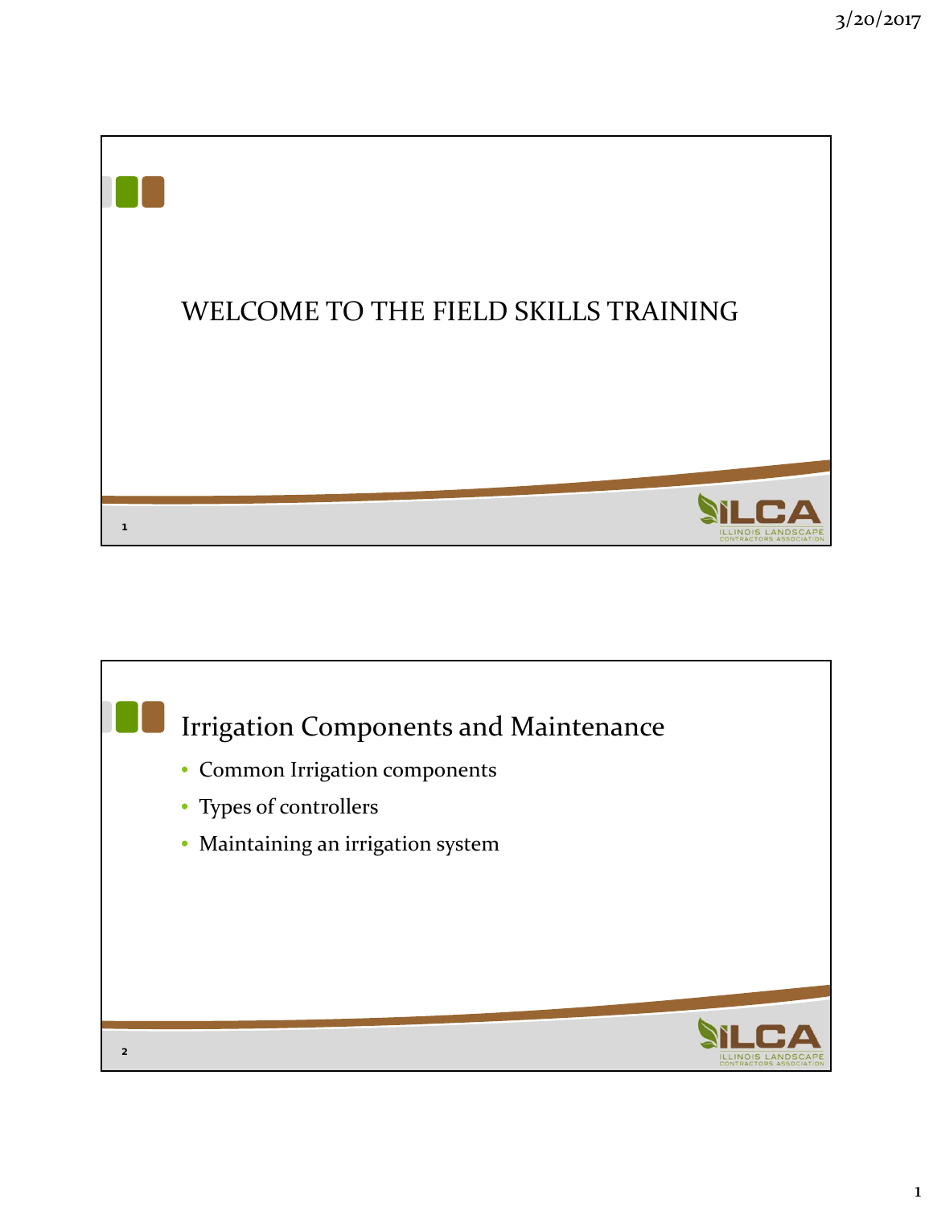# WELCOME TO THE FIELD SKILLS TRAINING

## Irrigation Components and Maintenance

- Common Irrigation components
- Types of controllers
- Maintaining an irrigation system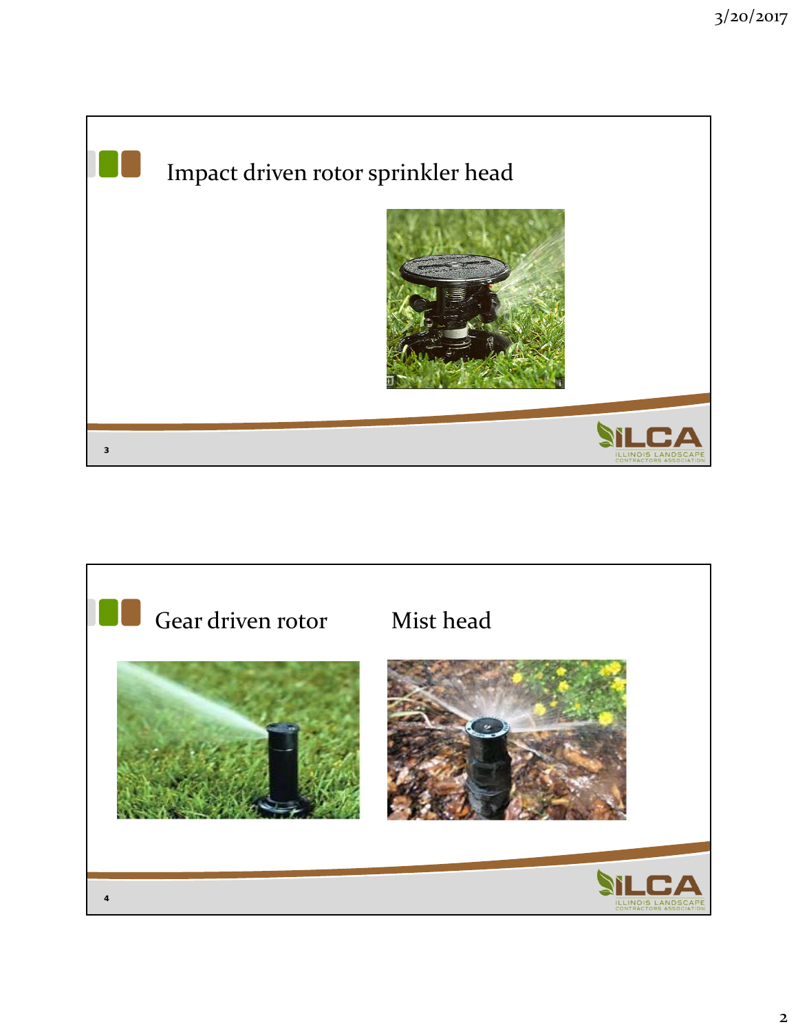## Impact driven rotor sprinkler head

## Gear driven rotor

## Mist head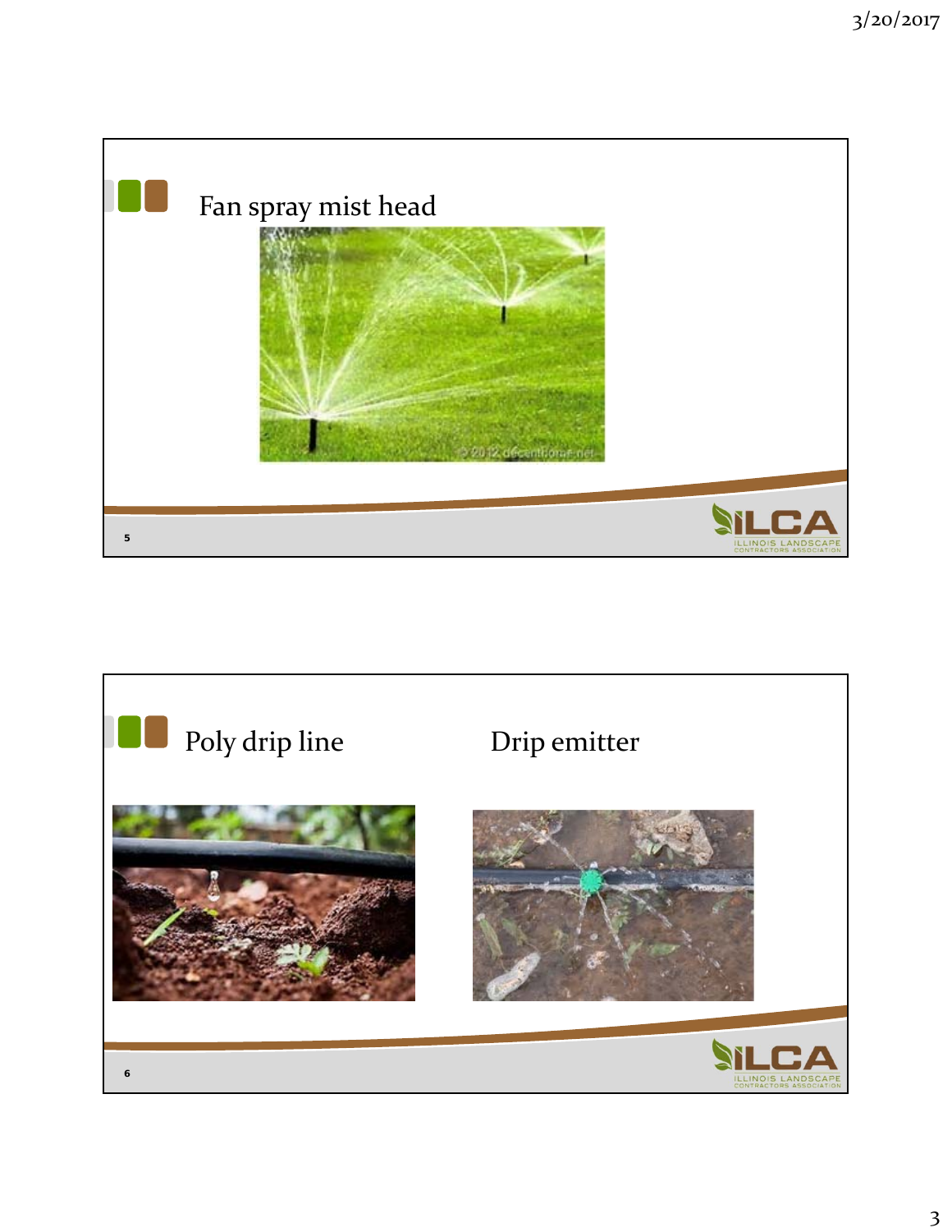## Fan spray mist head

## Poly drip line

## Drip emitter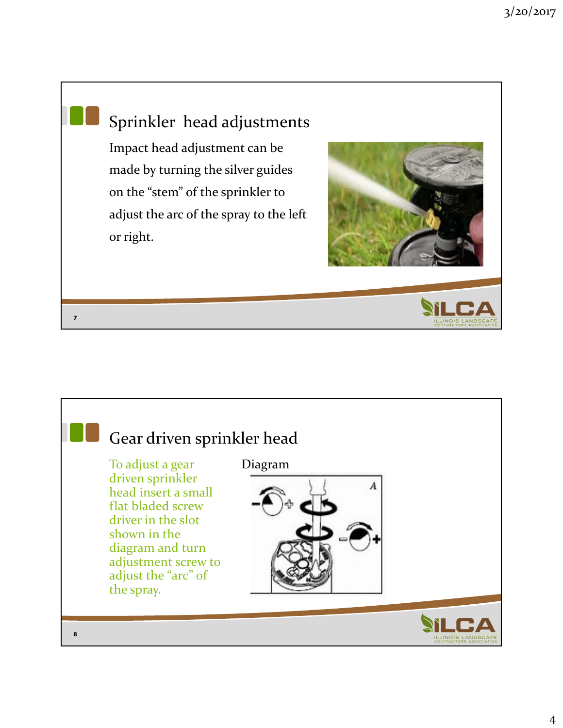## Sprinkler head adjustments

Impact head adjustment can be made by turning the silver guides on the "stem" of the sprinkler to adjust the arc of the spray to the left or right.

## Gear driven sprinkler head

To adjust a gear driven sprinkler head insert a small flat bladed screw driver in the slot shown in the diagram and turn adjustment screw to adjust the "arc" of the spray.

Diagram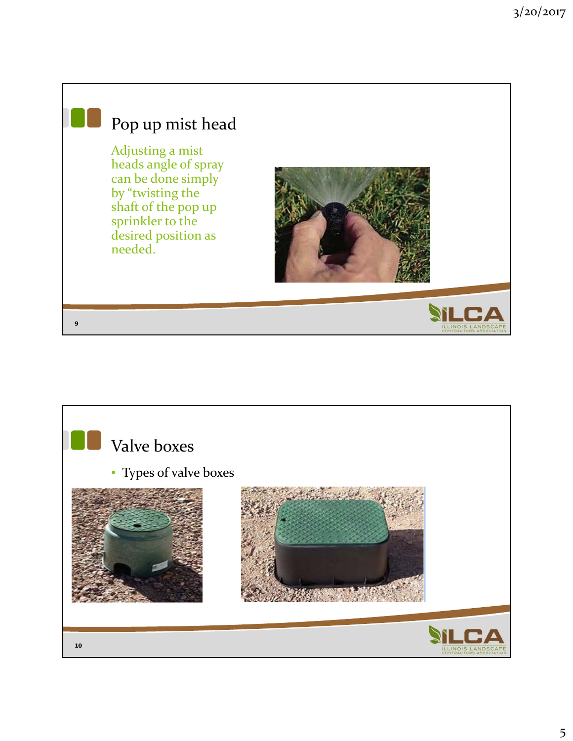## Pop up mist head

Adjusting a mist heads angle of spray can be done simply by "twisting the shaft of the pop up sprinkler to the desired position as needed.

## Valve boxes

- Types of valve boxes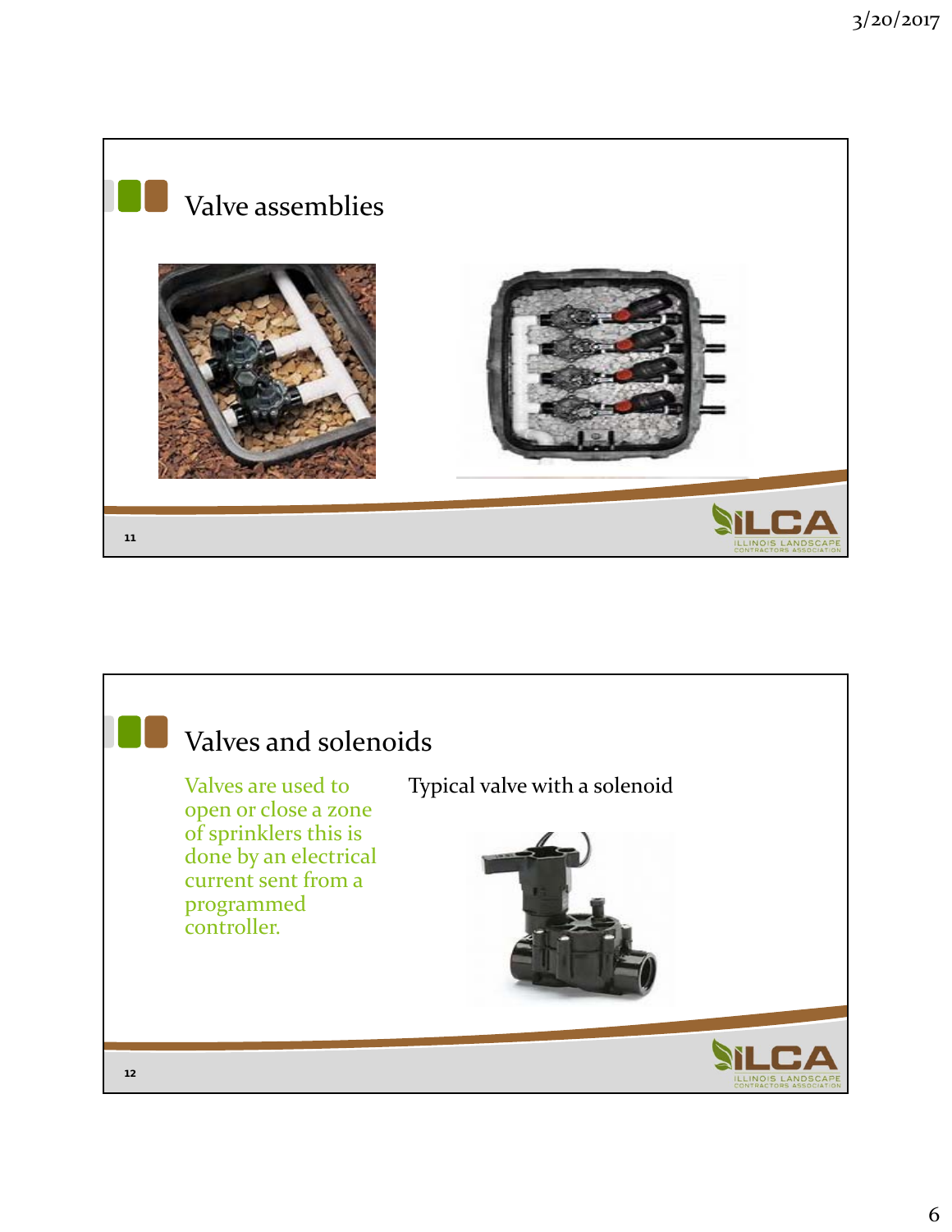## Valve assemblies

## Valves and solenoids

Valves are used to open or close a zone of sprinklers this is done by an electrical current sent from a programmed controller.

Typical valve with a solenoid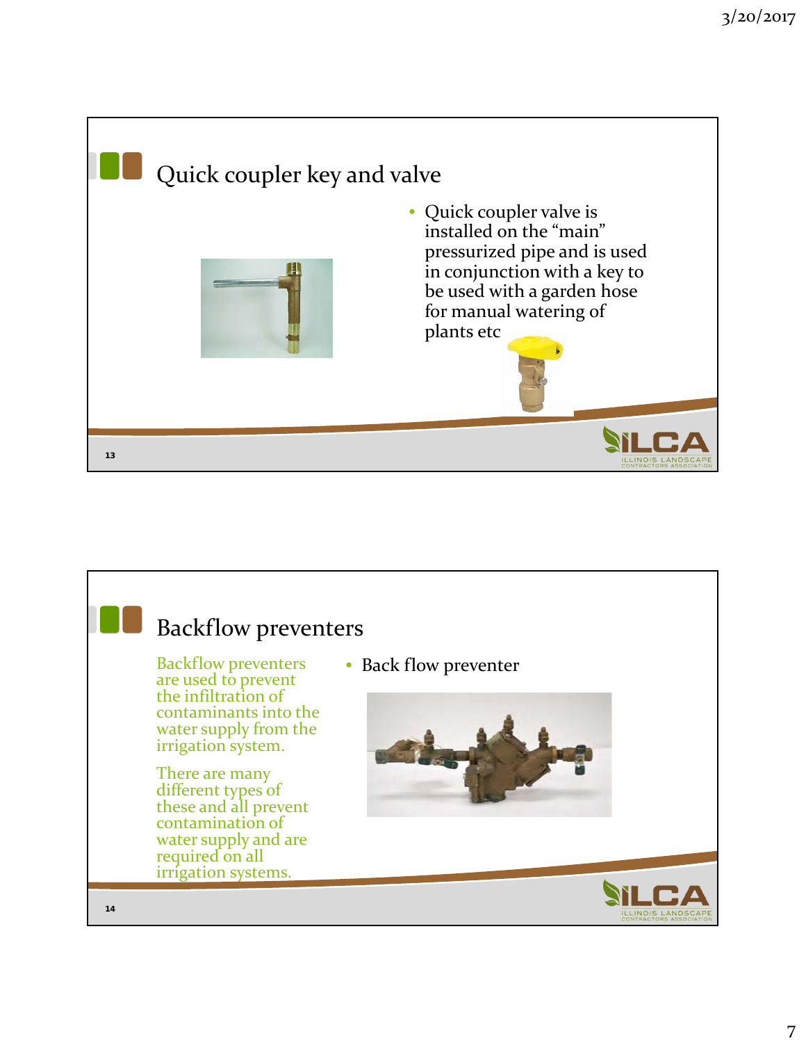## Quick coupler key and valve

- Quick coupler valve is installed on the "main" pressurized pipe and is used in conjunction with a key to be used with a garden hose for manual watering of plants etc

## Backflow preventers

Backflow preventers are used to prevent the infiltration of contaminants into the water supply from the irrigation system.

There are many different types of these and all prevent contamination of water supply and are required on all irrigation systems.

- Back flow preventer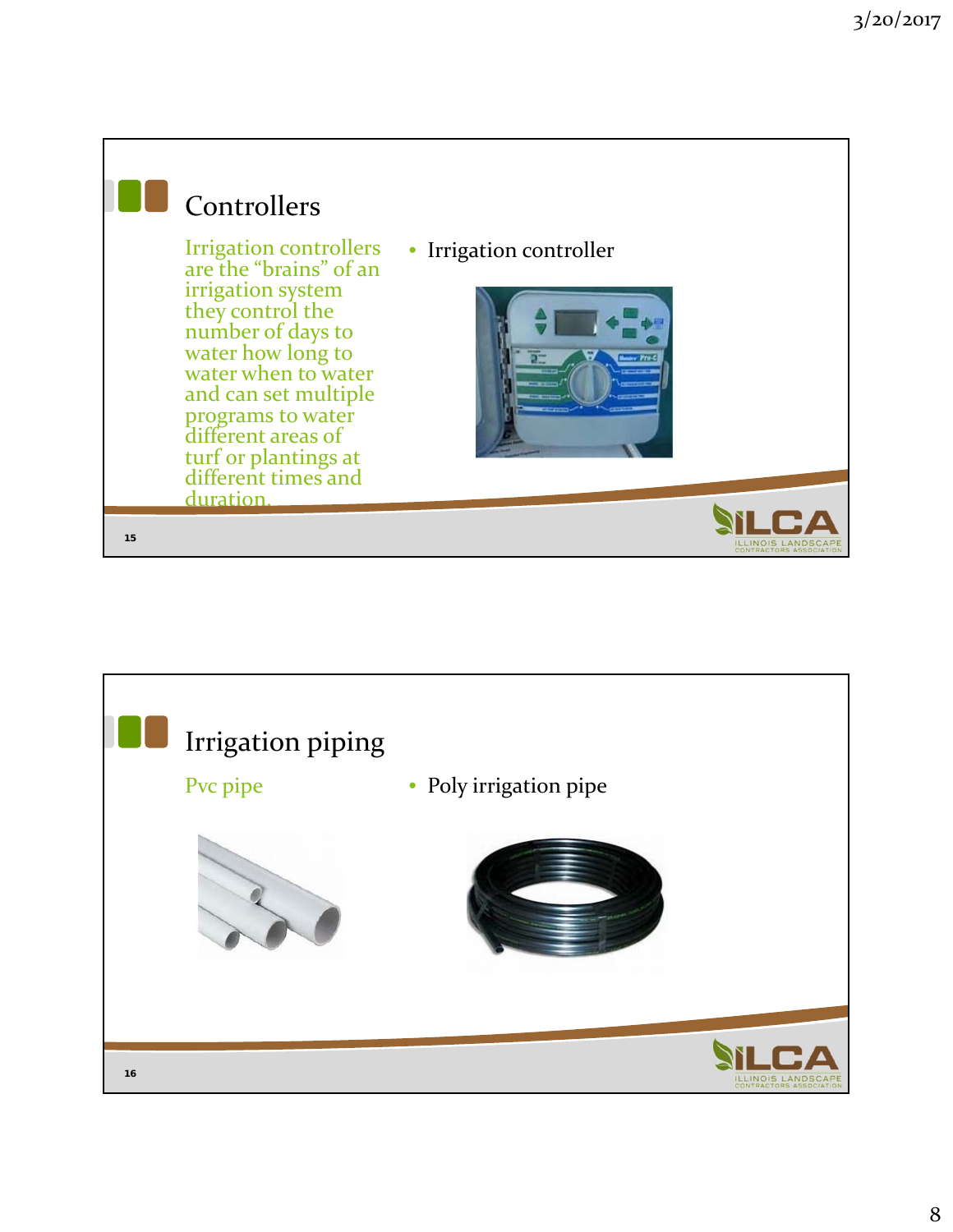## Controllers

Irrigation controllers are the "brains" of an irrigation system they control the number of days to water how long to water when to water and can set multiple programs to water different areas of turf or plantings at different times and duration.

- Irrigation controller

## Irrigation piping

Pvc pipe

- Poly irrigation pipe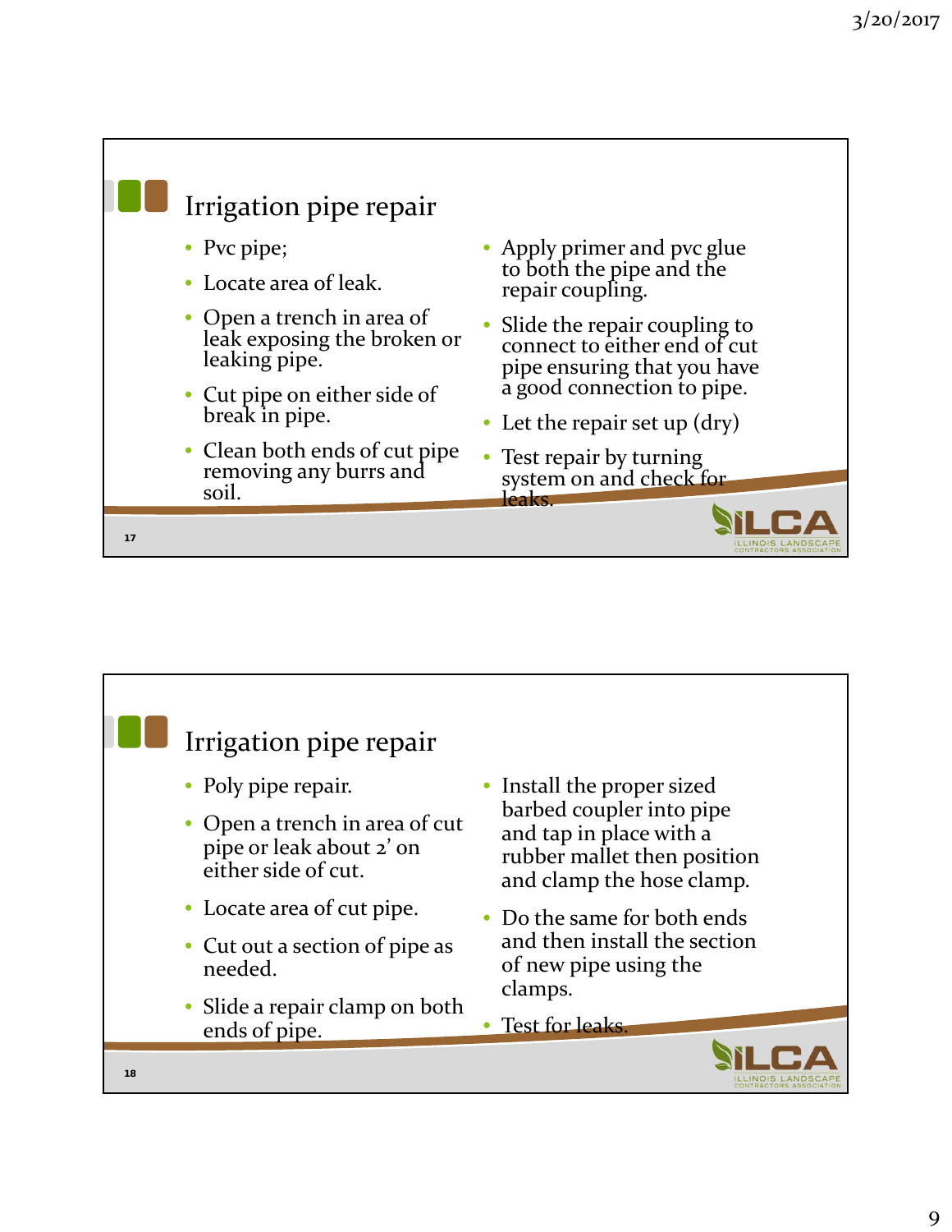## Irrigation pipe repair

- Pvc pipe;
- Locate area of leak.
- Open a trench in area of leak exposing the broken or leaking pipe.
- Cut pipe on either side of break in pipe.
- Clean both ends of cut pipe removing any burrs and soil.
- Apply primer and pvc glue to both the pipe and the repair coupling.
- Slide the repair coupling to connect to either end of cut pipe ensuring that you have a good connection to pipe.
- Let the repair set up (dry)
- Test repair by turning system on and check for leaks.

## Irrigation pipe repair

- Poly pipe repair.
- Open a trench in area of cut pipe or leak about 2' on either side of cut.
- Locate area of cut pipe.
- Cut out a section of pipe as needed.
- Slide a repair clamp on both ends of pipe.
- Install the proper sized barbed coupler into pipe and tap in place with a rubber mallet then position and clamp the hose clamp.
- Do the same for both ends and then install the section of new pipe using the clamps.
- Test for leaks.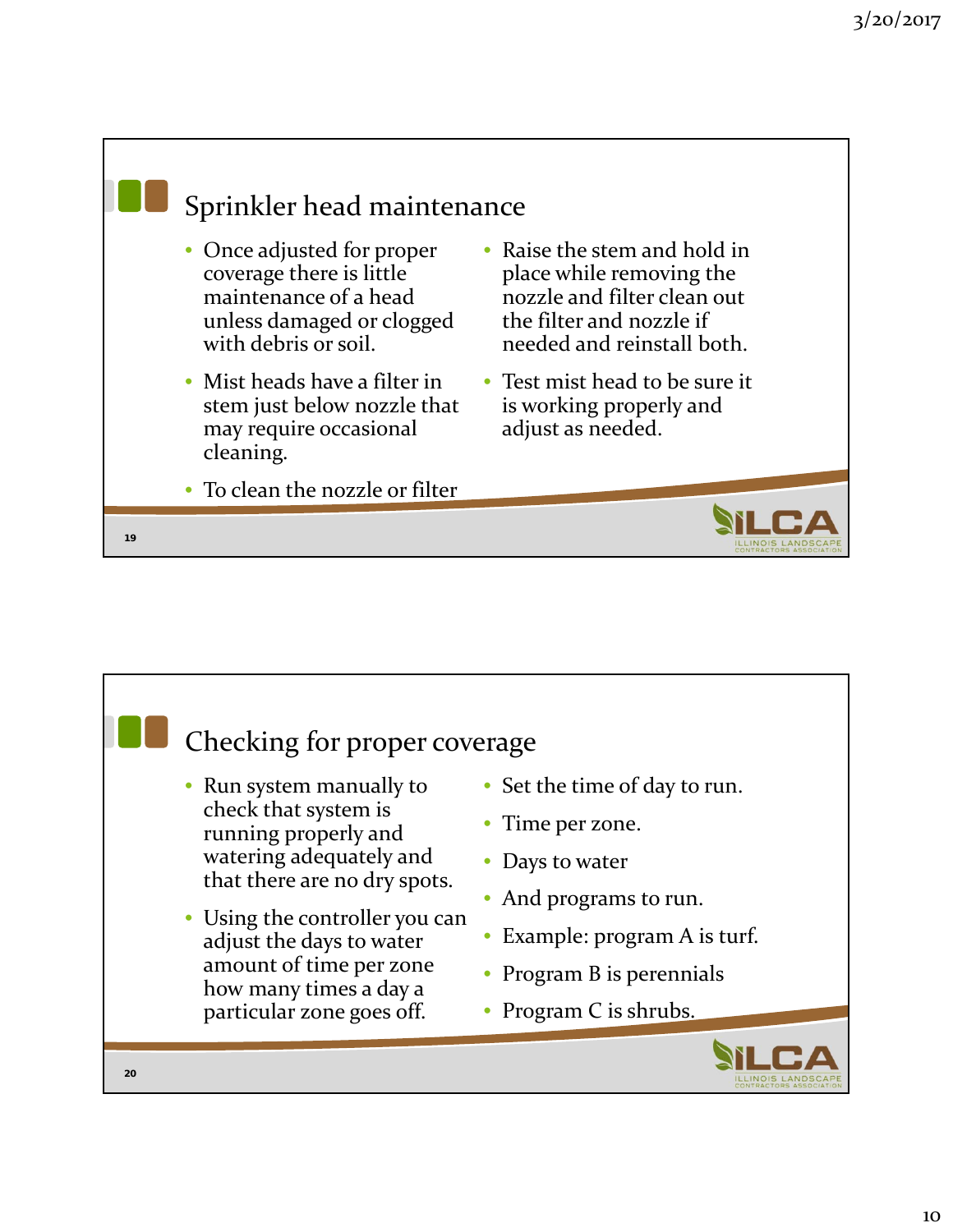## Sprinkler head maintenance

- Once adjusted for proper coverage there is little maintenance of a head unless damaged or clogged with debris or soil.
- Mist heads have a filter in stem just below nozzle that may require occasional cleaning.
- To clean the nozzle or filter
- Raise the stem and hold in place while removing the nozzle and filter clean out the filter and nozzle if needed and reinstall both.
- Test mist head to be sure it is working properly and adjust as needed.

## Checking for proper coverage

- Run system manually to check that system is running properly and watering adequately and that there are no dry spots.
- Using the controller you can adjust the days to water amount of time per zone how many times a day a particular zone goes off.
- Set the time of day to run.
- Time per zone.
- Days to water
- And programs to run.
- Example: program A is turf.
- Program B is perennials
- Program C is shrubs.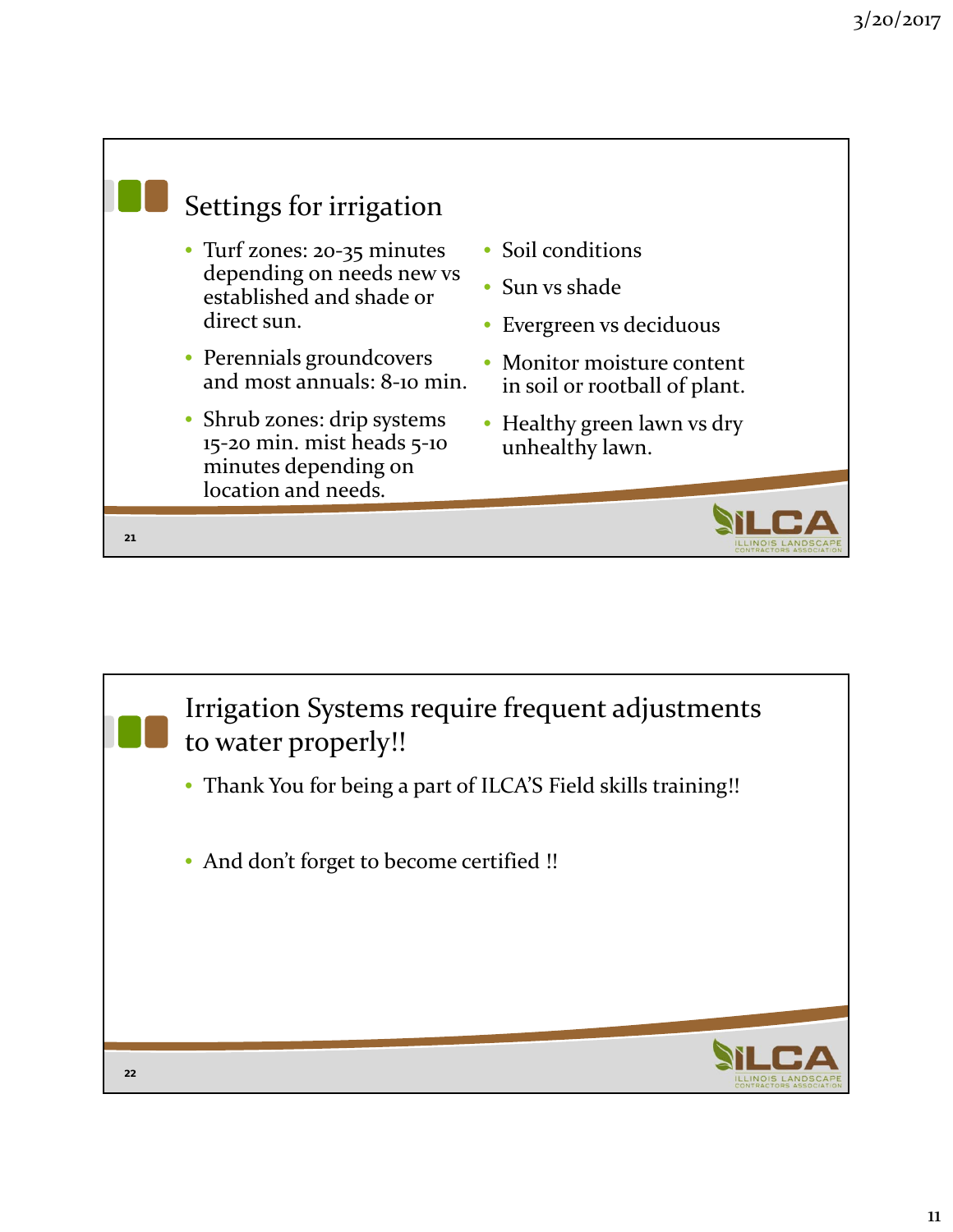## Settings for irrigation

- Turf zones: 20-35 minutes depending on needs new vs established and shade or direct sun.
- Perennials groundcovers and most annuals: 8-10 min.
- Shrub zones: drip systems 15-20 min. mist heads 5-10 minutes depending on location and needs.
- Soil conditions
- Sun vs shade
- Evergreen vs deciduous
- Monitor moisture content in soil or rootball of plant.
- Healthy green lawn vs dry unhealthy lawn.

## Irrigation Systems require frequent adjustments to water properly!!

- Thank You for being a part of ILCA'S Field skills training!!
- And don't forget to become certified !!